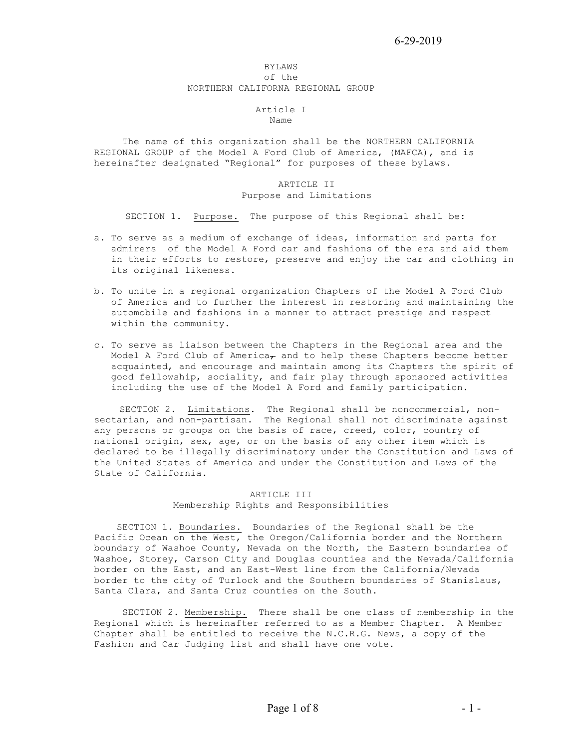6-29-2019

# BYLAWS
## of the
## NORTHERN CALIFORNA REGIONAL GROUP

## Article I
### Name

The name of this organization shall be the NORTHERN CALIFORNIA REGIONAL GROUP of the Model A Ford Club of America, (MAFCA), and is hereinafter designated "Regional" for purposes of these bylaws.

## ARTICLE II
### Purpose and Limitations

SECTION 1. Purpose. The purpose of this Regional shall be:

a. To serve as a medium of exchange of ideas, information and parts for admirers of the Model A Ford car and fashions of the era and aid them in their efforts to restore, preserve and enjoy the car and clothing in its original likeness.

b. To unite in a regional organization Chapters of the Model A Ford Club of America and to further the interest in restoring and maintaining the automobile and fashions in a manner to attract prestige and respect within the community.

c. To serve as liaison between the Chapters in the Regional area and the Model A Ford Club of America~~,~~ and to help these Chapters become better acquainted, and encourage and maintain among its Chapters the spirit of good fellowship, sociality, and fair play through sponsored activities including the use of the Model A Ford and family participation.

SECTION 2. Limitations. The Regional shall be noncommercial, non-sectarian, and non-partisan. The Regional shall not discriminate against any persons or groups on the basis of race, creed, color, country of national origin, sex, age, or on the basis of any other item which is declared to be illegally discriminatory under the Constitution and Laws of the United States of America and under the Constitution and Laws of the State of California.

## ARTICLE III
### Membership Rights and Responsibilities

SECTION 1. Boundaries. Boundaries of the Regional shall be the Pacific Ocean on the West, the Oregon/California border and the Northern boundary of Washoe County, Nevada on the North, the Eastern boundaries of Washoe, Storey, Carson City and Douglas counties and the Nevada/California border on the East, and an East-West line from the California/Nevada border to the city of Turlock and the Southern boundaries of Stanislaus, Santa Clara, and Santa Cruz counties on the South.

SECTION 2. Membership. There shall be one class of membership in the Regional which is hereinafter referred to as a Member Chapter. A Member Chapter shall be entitled to receive the N.C.R.G. News, a copy of the Fashion and Car Judging list and shall have one vote.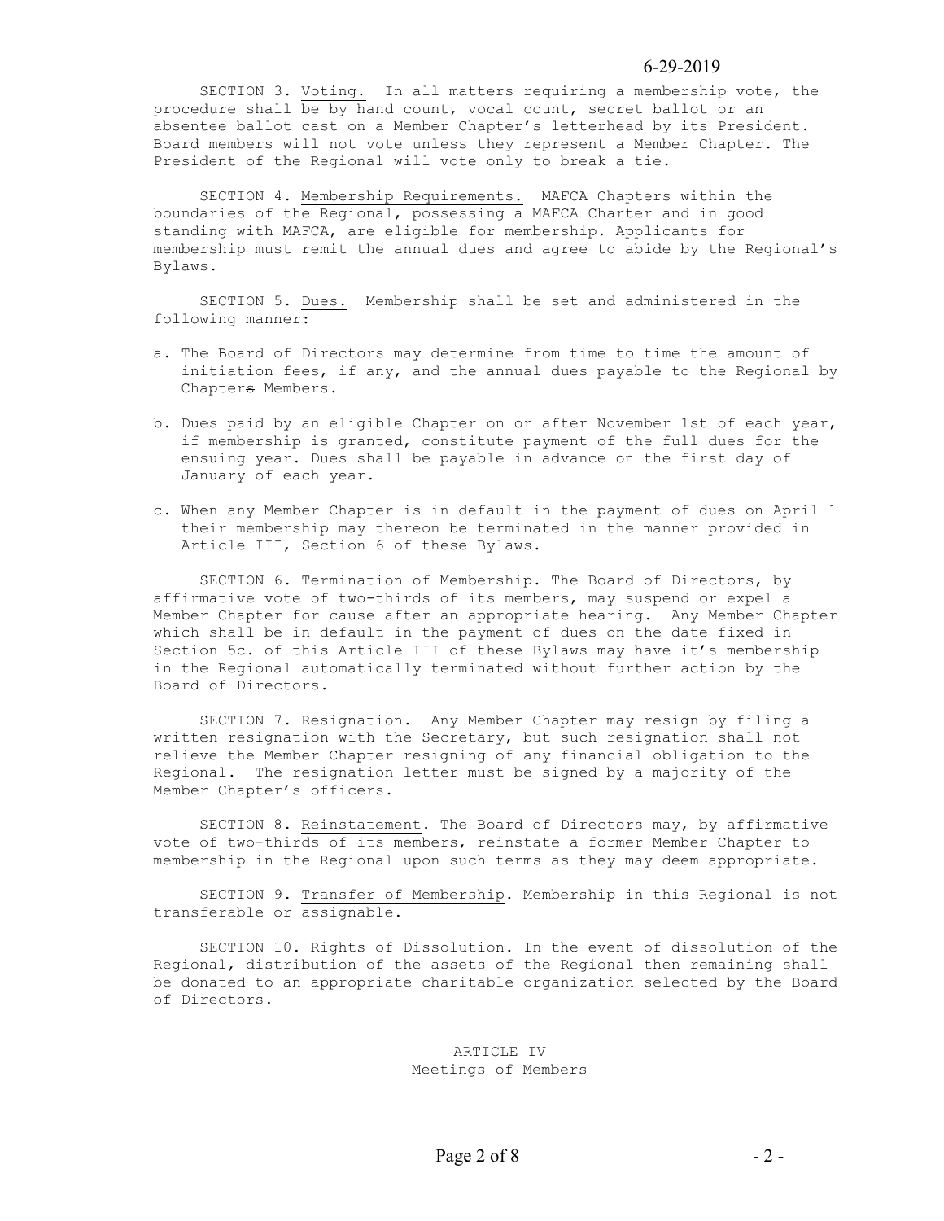SECTION 3. Voting. In all matters requiring a membership vote, the procedure shall be by hand count, vocal count, secret ballot or an absentee ballot cast on a Member Chapter's letterhead by its President. Board members will not vote unless they represent a Member Chapter. The President of the Regional will vote only to break a tie.

SECTION 4. Membership Requirements. MAFCA Chapters within the boundaries of the Regional, possessing a MAFCA Charter and in good standing with MAFCA, are eligible for membership. Applicants for membership must remit the annual dues and agree to abide by the Regional's Bylaws.

SECTION 5. Dues. Membership shall be set and administered in the following manner:

a. The Board of Directors may determine from time to time the amount of initiation fees, if any, and the annual dues payable to the Regional by Chapter~~s~~ Members.

b. Dues paid by an eligible Chapter on or after November 1st of each year, if membership is granted, constitute payment of the full dues for the ensuing year. Dues shall be payable in advance on the first day of January of each year.

c. When any Member Chapter is in default in the payment of dues on April 1 their membership may thereon be terminated in the manner provided in Article III, Section 6 of these Bylaws.

SECTION 6. Termination of Membership. The Board of Directors, by affirmative vote of two-thirds of its members, may suspend or expel a Member Chapter for cause after an appropriate hearing. Any Member Chapter which shall be in default in the payment of dues on the date fixed in Section 5c. of this Article III of these Bylaws may have it's membership in the Regional automatically terminated without further action by the Board of Directors.

SECTION 7. Resignation. Any Member Chapter may resign by filing a written resignation with the Secretary, but such resignation shall not relieve the Member Chapter resigning of any financial obligation to the Regional. The resignation letter must be signed by a majority of the Member Chapter's officers.

SECTION 8. Reinstatement. The Board of Directors may, by affirmative vote of two-thirds of its members, reinstate a former Member Chapter to membership in the Regional upon such terms as they may deem appropriate.

SECTION 9. Transfer of Membership. Membership in this Regional is not transferable or assignable.

SECTION 10. Rights of Dissolution. In the event of dissolution of the Regional, distribution of the assets of the Regional then remaining shall be donated to an appropriate charitable organization selected by the Board of Directors.

## ARTICLE IV
## Meetings of Members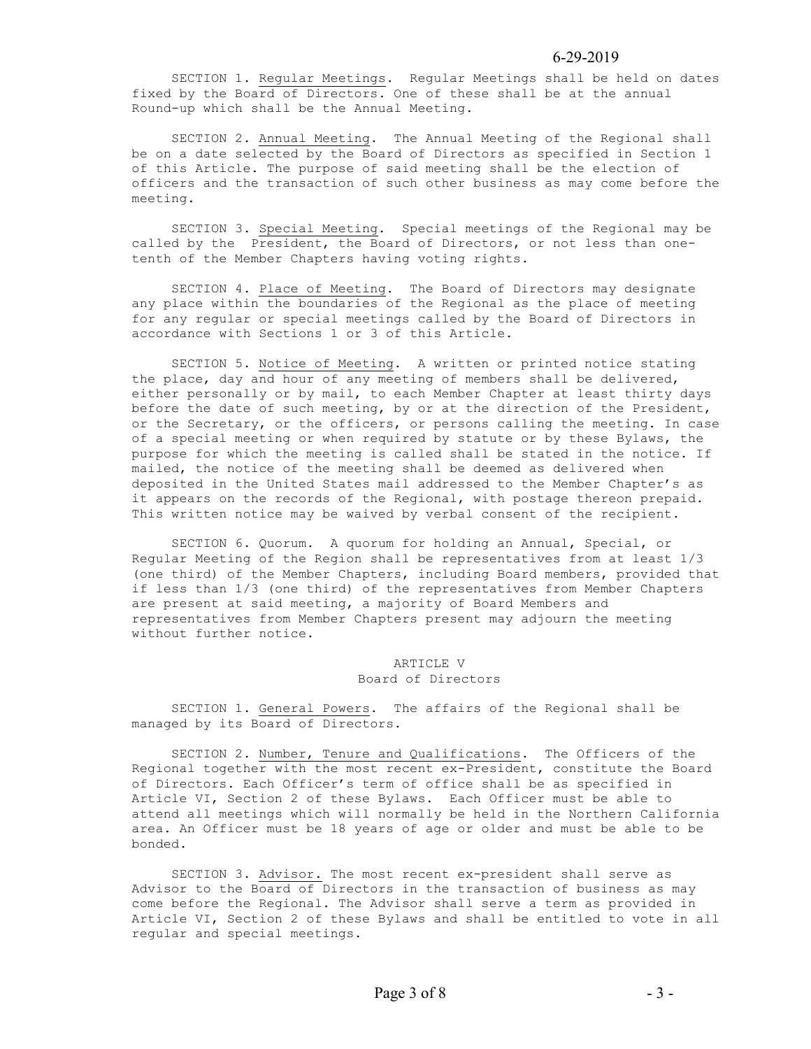SECTION 1. Regular Meetings. Regular Meetings shall be held on dates fixed by the Board of Directors. One of these shall be at the annual Round-up which shall be the Annual Meeting.

SECTION 2. Annual Meeting. The Annual Meeting of the Regional shall be on a date selected by the Board of Directors as specified in Section 1 of this Article. The purpose of said meeting shall be the election of officers and the transaction of such other business as may come before the meeting.

SECTION 3. Special Meeting. Special meetings of the Regional may be called by the President, the Board of Directors, or not less than one-tenth of the Member Chapters having voting rights.

SECTION 4. Place of Meeting. The Board of Directors may designate any place within the boundaries of the Regional as the place of meeting for any regular or special meetings called by the Board of Directors in accordance with Sections 1 or 3 of this Article.

SECTION 5. Notice of Meeting. A written or printed notice stating the place, day and hour of any meeting of members shall be delivered, either personally or by mail, to each Member Chapter at least thirty days before the date of such meeting, by or at the direction of the President, or the Secretary, or the officers, or persons calling the meeting. In case of a special meeting or when required by statute or by these Bylaws, the purpose for which the meeting is called shall be stated in the notice. If mailed, the notice of the meeting shall be deemed as delivered when deposited in the United States mail addressed to the Member Chapter's as it appears on the records of the Regional, with postage thereon prepaid. This written notice may be waived by verbal consent of the recipient.

SECTION 6. Quorum. A quorum for holding an Annual, Special, or Regular Meeting of the Region shall be representatives from at least 1/3 (one third) of the Member Chapters, including Board members, provided that if less than 1/3 (one third) of the representatives from Member Chapters are present at said meeting, a majority of Board Members and representatives from Member Chapters present may adjourn the meeting without further notice.

## ARTICLE V
## Board of Directors

SECTION 1. General Powers. The affairs of the Regional shall be managed by its Board of Directors.

SECTION 2. Number, Tenure and Qualifications. The Officers of the Regional together with the most recent ex-President, constitute the Board of Directors. Each Officer's term of office shall be as specified in Article VI, Section 2 of these Bylaws. Each Officer must be able to attend all meetings which will normally be held in the Northern California area. An Officer must be 18 years of age or older and must be able to be bonded.

SECTION 3. Advisor. The most recent ex-president shall serve as Advisor to the Board of Directors in the transaction of business as may come before the Regional. The Advisor shall serve a term as provided in Article VI, Section 2 of these Bylaws and shall be entitled to vote in all regular and special meetings.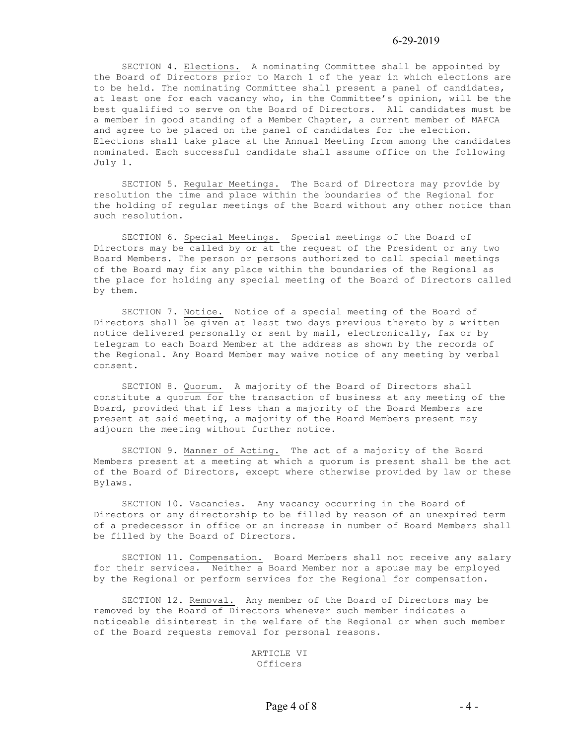SECTION 4. Elections. A nominating Committee shall be appointed by the Board of Directors prior to March 1 of the year in which elections are to be held. The nominating Committee shall present a panel of candidates, at least one for each vacancy who, in the Committee's opinion, will be the best qualified to serve on the Board of Directors. All candidates must be a member in good standing of a Member Chapter, a current member of MAFCA and agree to be placed on the panel of candidates for the election. Elections shall take place at the Annual Meeting from among the candidates nominated. Each successful candidate shall assume office on the following July 1.

SECTION 5. Regular Meetings. The Board of Directors may provide by resolution the time and place within the boundaries of the Regional for the holding of regular meetings of the Board without any other notice than such resolution.

SECTION 6. Special Meetings. Special meetings of the Board of Directors may be called by or at the request of the President or any two Board Members. The person or persons authorized to call special meetings of the Board may fix any place within the boundaries of the Regional as the place for holding any special meeting of the Board of Directors called by them.

SECTION 7. Notice. Notice of a special meeting of the Board of Directors shall be given at least two days previous thereto by a written notice delivered personally or sent by mail, electronically, fax or by telegram to each Board Member at the address as shown by the records of the Regional. Any Board Member may waive notice of any meeting by verbal consent.

SECTION 8. Quorum. A majority of the Board of Directors shall constitute a quorum for the transaction of business at any meeting of the Board, provided that if less than a majority of the Board Members are present at said meeting, a majority of the Board Members present may adjourn the meeting without further notice.

SECTION 9. Manner of Acting. The act of a majority of the Board Members present at a meeting at which a quorum is present shall be the act of the Board of Directors, except where otherwise provided by law or these Bylaws.

SECTION 10. Vacancies. Any vacancy occurring in the Board of Directors or any directorship to be filled by reason of an unexpired term of a predecessor in office or an increase in number of Board Members shall be filled by the Board of Directors.

SECTION 11. Compensation. Board Members shall not receive any salary for their services. Neither a Board Member nor a spouse may be employed by the Regional or perform services for the Regional for compensation.

SECTION 12. Removal. Any member of the Board of Directors may be removed by the Board of Directors whenever such member indicates a noticeable disinterest in the welfare of the Regional or when such member of the Board requests removal for personal reasons.

## ARTICLE VI
## Officers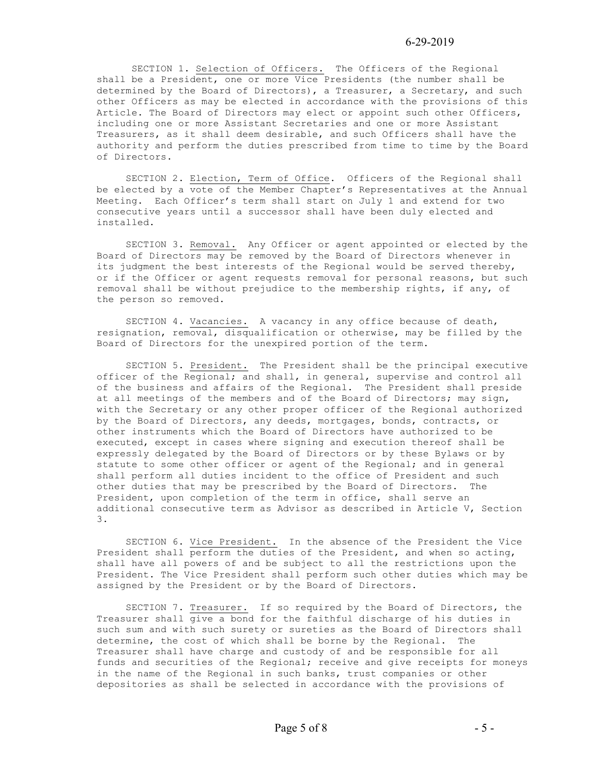SECTION 1. <u>Selection of Officers.</u> The Officers of the Regional shall be a President, one or more Vice Presidents (the number shall be determined by the Board of Directors), a Treasurer, a Secretary, and such other Officers as may be elected in accordance with the provisions of this Article. The Board of Directors may elect or appoint such other Officers, including one or more Assistant Secretaries and one or more Assistant Treasurers, as it shall deem desirable, and such Officers shall have the authority and perform the duties prescribed from time to time by the Board of Directors.

SECTION 2. <u>Election, Term of Office</u>. Officers of the Regional shall be elected by a vote of the Member Chapter's Representatives at the Annual Meeting. Each Officer's term shall start on July 1 and extend for two consecutive years until a successor shall have been duly elected and installed.

SECTION 3. <u>Removal.</u> Any Officer or agent appointed or elected by the Board of Directors may be removed by the Board of Directors whenever in its judgment the best interests of the Regional would be served thereby, or if the Officer or agent requests removal for personal reasons, but such removal shall be without prejudice to the membership rights, if any, of the person so removed.

SECTION 4. <u>Vacancies.</u> A vacancy in any office because of death, resignation, removal, disqualification or otherwise, may be filled by the Board of Directors for the unexpired portion of the term.

SECTION 5. <u>President.</u> The President shall be the principal executive officer of the Regional; and shall, in general, supervise and control all of the business and affairs of the Regional. The President shall preside at all meetings of the members and of the Board of Directors; may sign, with the Secretary or any other proper officer of the Regional authorized by the Board of Directors, any deeds, mortgages, bonds, contracts, or other instruments which the Board of Directors have authorized to be executed, except in cases where signing and execution thereof shall be expressly delegated by the Board of Directors or by these Bylaws or by statute to some other officer or agent of the Regional; and in general shall perform all duties incident to the office of President and such other duties that may be prescribed by the Board of Directors. The President, upon completion of the term in office, shall serve an additional consecutive term as Advisor as described in Article V, Section 3.

SECTION 6. <u>Vice President.</u> In the absence of the President the Vice President shall perform the duties of the President, and when so acting, shall have all powers of and be subject to all the restrictions upon the President. The Vice President shall perform such other duties which may be assigned by the President or by the Board of Directors.

SECTION 7. <u>Treasurer.</u> If so required by the Board of Directors, the Treasurer shall give a bond for the faithful discharge of his duties in such sum and with such surety or sureties as the Board of Directors shall determine, the cost of which shall be borne by the Regional. The Treasurer shall have charge and custody of and be responsible for all funds and securities of the Regional; receive and give receipts for moneys in the name of the Regional in such banks, trust companies or other depositories as shall be selected in accordance with the provisions of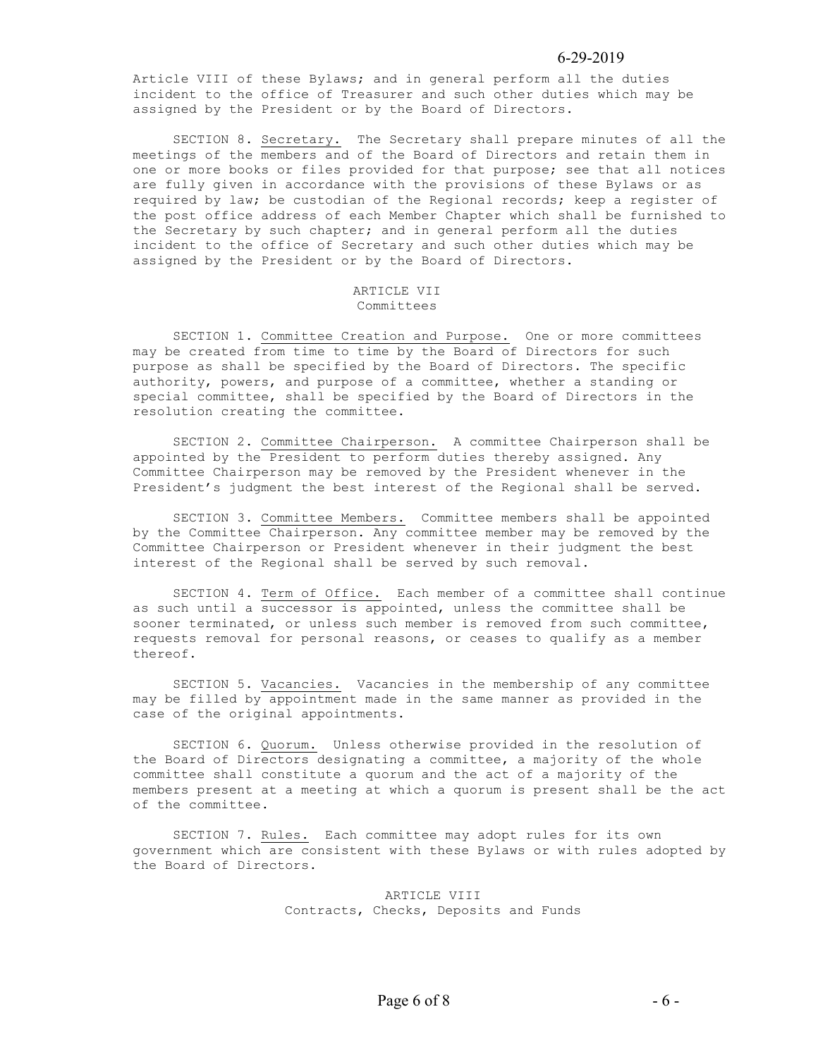Article VIII of these Bylaws; and in general perform all the duties incident to the office of Treasurer and such other duties which may be assigned by the President or by the Board of Directors.

SECTION 8. Secretary. The Secretary shall prepare minutes of all the meetings of the members and of the Board of Directors and retain them in one or more books or files provided for that purpose; see that all notices are fully given in accordance with the provisions of these Bylaws or as required by law; be custodian of the Regional records; keep a register of the post office address of each Member Chapter which shall be furnished to the Secretary by such chapter; and in general perform all the duties incident to the office of Secretary and such other duties which may be assigned by the President or by the Board of Directors.

## ARTICLE VII
## Committees

SECTION 1. Committee Creation and Purpose. One or more committees may be created from time to time by the Board of Directors for such purpose as shall be specified by the Board of Directors. The specific authority, powers, and purpose of a committee, whether a standing or special committee, shall be specified by the Board of Directors in the resolution creating the committee.

SECTION 2. Committee Chairperson. A committee Chairperson shall be appointed by the President to perform duties thereby assigned. Any Committee Chairperson may be removed by the President whenever in the President's judgment the best interest of the Regional shall be served.

SECTION 3. Committee Members. Committee members shall be appointed by the Committee Chairperson. Any committee member may be removed by the Committee Chairperson or President whenever in their judgment the best interest of the Regional shall be served by such removal.

SECTION 4. Term of Office. Each member of a committee shall continue as such until a successor is appointed, unless the committee shall be sooner terminated, or unless such member is removed from such committee, requests removal for personal reasons, or ceases to qualify as a member thereof.

SECTION 5. Vacancies. Vacancies in the membership of any committee may be filled by appointment made in the same manner as provided in the case of the original appointments.

SECTION 6. Quorum. Unless otherwise provided in the resolution of the Board of Directors designating a committee, a majority of the whole committee shall constitute a quorum and the act of a majority of the members present at a meeting at which a quorum is present shall be the act of the committee.

SECTION 7. Rules. Each committee may adopt rules for its own government which are consistent with these Bylaws or with rules adopted by the Board of Directors.

## ARTICLE VIII
## Contracts, Checks, Deposits and Funds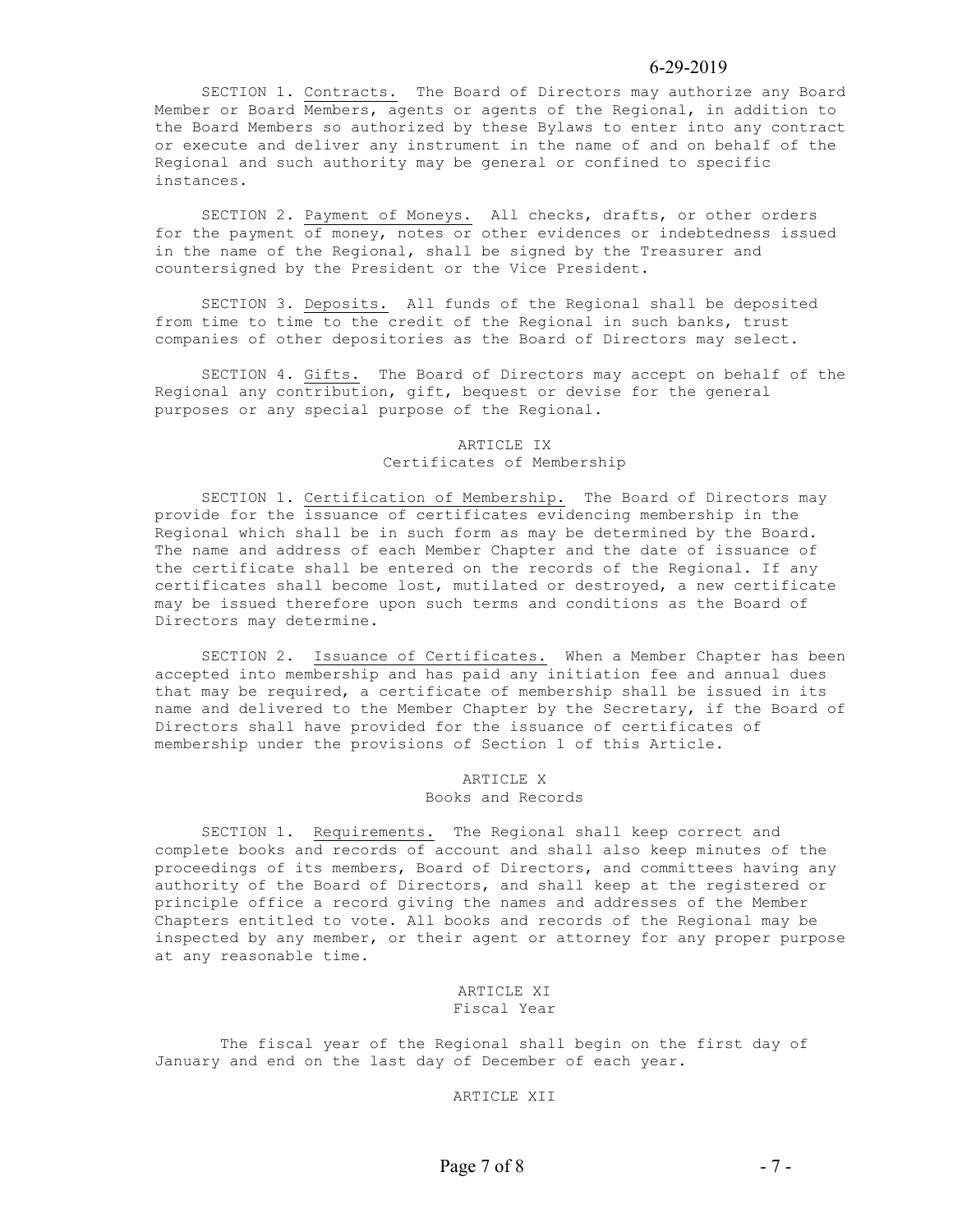SECTION 1. Contracts. The Board of Directors may authorize any Board Member or Board Members, agents or agents of the Regional, in addition to the Board Members so authorized by these Bylaws to enter into any contract or execute and deliver any instrument in the name of and on behalf of the Regional and such authority may be general or confined to specific instances.

SECTION 2. Payment of Moneys. All checks, drafts, or other orders for the payment of money, notes or other evidences or indebtedness issued in the name of the Regional, shall be signed by the Treasurer and countersigned by the President or the Vice President.

SECTION 3. Deposits. All funds of the Regional shall be deposited from time to time to the credit of the Regional in such banks, trust companies of other depositories as the Board of Directors may select.

SECTION 4. Gifts. The Board of Directors may accept on behalf of the Regional any contribution, gift, bequest or devise for the general purposes or any special purpose of the Regional.

## ARTICLE IX
## Certificates of Membership

SECTION 1. Certification of Membership. The Board of Directors may provide for the issuance of certificates evidencing membership in the Regional which shall be in such form as may be determined by the Board. The name and address of each Member Chapter and the date of issuance of the certificate shall be entered on the records of the Regional. If any certificates shall become lost, mutilated or destroyed, a new certificate may be issued therefore upon such terms and conditions as the Board of Directors may determine.

SECTION 2. Issuance of Certificates. When a Member Chapter has been accepted into membership and has paid any initiation fee and annual dues that may be required, a certificate of membership shall be issued in its name and delivered to the Member Chapter by the Secretary, if the Board of Directors shall have provided for the issuance of certificates of membership under the provisions of Section 1 of this Article.

## ARTICLE X
## Books and Records

SECTION 1. Requirements. The Regional shall keep correct and complete books and records of account and shall also keep minutes of the proceedings of its members, Board of Directors, and committees having any authority of the Board of Directors, and shall keep at the registered or principle office a record giving the names and addresses of the Member Chapters entitled to vote. All books and records of the Regional may be inspected by any member, or their agent or attorney for any proper purpose at any reasonable time.

## ARTICLE XI
## Fiscal Year

The fiscal year of the Regional shall begin on the first day of January and end on the last day of December of each year.

## ARTICLE XII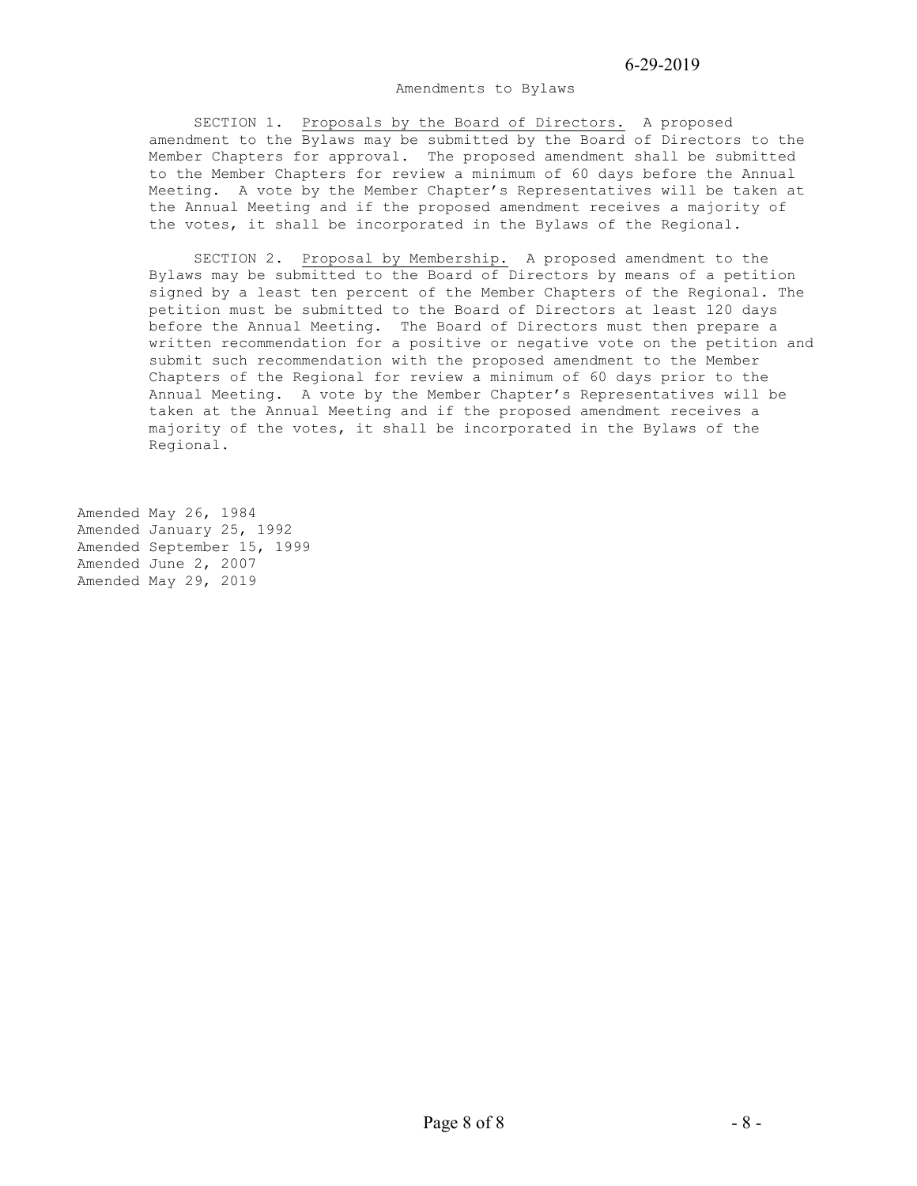## Amendments to Bylaws

SECTION 1. Proposals by the Board of Directors. A proposed amendment to the Bylaws may be submitted by the Board of Directors to the Member Chapters for approval. The proposed amendment shall be submitted to the Member Chapters for review a minimum of 60 days before the Annual Meeting. A vote by the Member Chapter's Representatives will be taken at the Annual Meeting and if the proposed amendment receives a majority of the votes, it shall be incorporated in the Bylaws of the Regional.

SECTION 2. Proposal by Membership. A proposed amendment to the Bylaws may be submitted to the Board of Directors by means of a petition signed by a least ten percent of the Member Chapters of the Regional. The petition must be submitted to the Board of Directors at least 120 days before the Annual Meeting. The Board of Directors must then prepare a written recommendation for a positive or negative vote on the petition and submit such recommendation with the proposed amendment to the Member Chapters of the Regional for review a minimum of 60 days prior to the Annual Meeting. A vote by the Member Chapter's Representatives will be taken at the Annual Meeting and if the proposed amendment receives a majority of the votes, it shall be incorporated in the Bylaws of the Regional.

Amended May 26, 1984
Amended January 25, 1992
Amended September 15, 1999
Amended June 2, 2007
Amended May 29, 2019